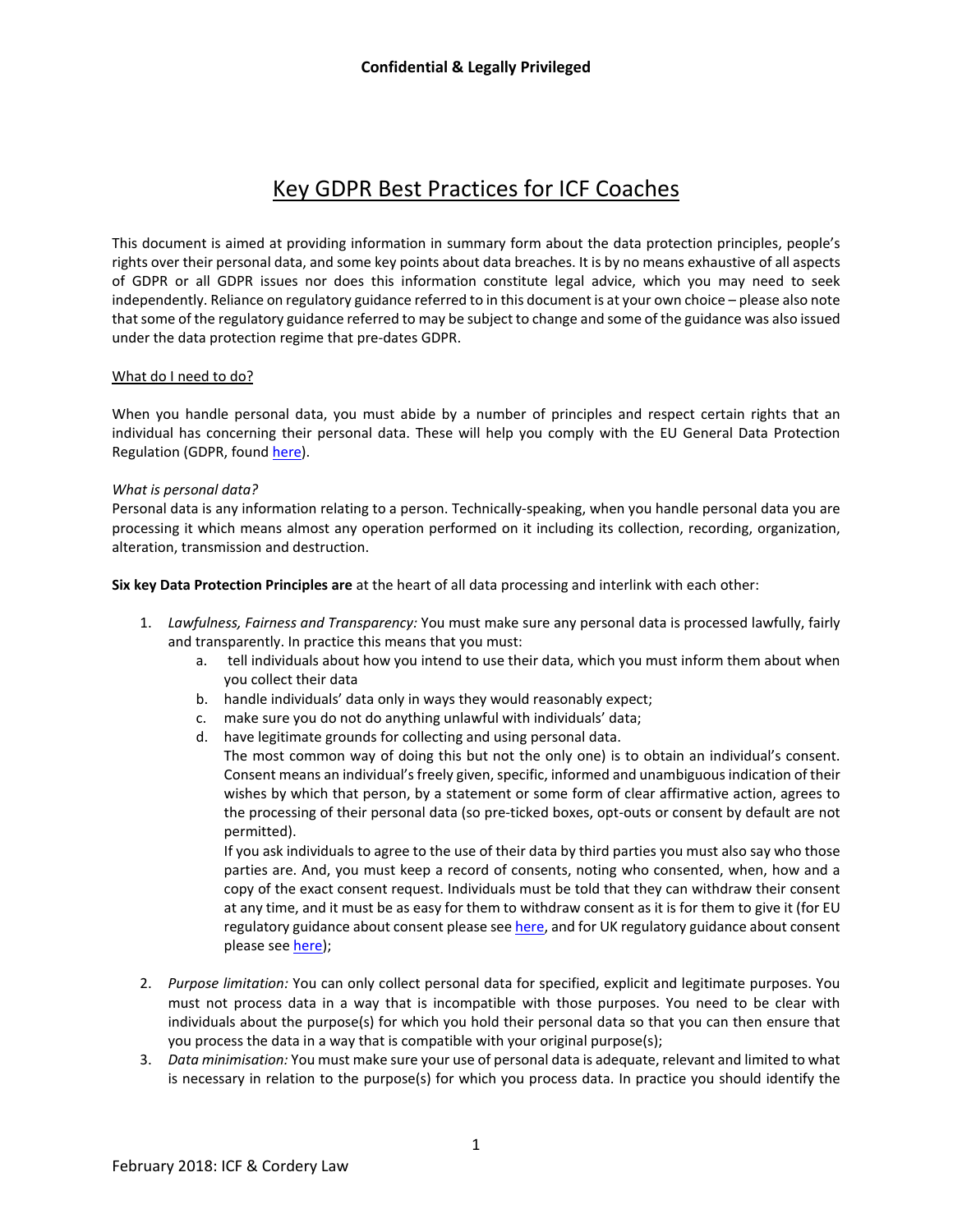**Confidential & Legally Privileged**

# Key GDPR Best Practices for ICF Coaches

This document is aimed at providing information in summary form about the data protection principles, people's rights over their personal data, and some key points about data breaches. It is by no means exhaustive of all aspects of GDPR or all GDPR issues nor does this information constitute legal advice, which you may need to seek independently. Reliance on regulatory guidance referred to in this document is at your own choice – please also note that some of the regulatory guidance referred to may be subject to change and some of the guidance was also issued under the data protection regime that pre-dates GDPR.

## What do I need to do?

When you handle personal data, you must abide by a number of principles and respect certain rights that an individual has concerning their personal data. These will help you comply with the EU General Data Protection Regulation (GDPR, found here).

*What is personal data?*
Personal data is any information relating to a person. Technically-speaking, when you handle personal data you are processing it which means almost any operation performed on it including its collection, recording, organization, alteration, transmission and destruction.

**Six key Data Protection Principles are** at the heart of all data processing and interlink with each other:

1. *Lawfulness, Fairness and Transparency:* You must make sure any personal data is processed lawfully, fairly and transparently. In practice this means that you must:
   a. tell individuals about how you intend to use their data, which you must inform them about when you collect their data
   b. handle individuals' data only in ways they would reasonably expect;
   c. make sure you do not do anything unlawful with individuals' data;
   d. have legitimate grounds for collecting and using personal data.
   The most common way of doing this but not the only one) is to obtain an individual's consent. Consent means an individual's freely given, specific, informed and unambiguous indication of their wishes by which that person, by a statement or some form of clear affirmative action, agrees to the processing of their personal data (so pre-ticked boxes, opt-outs or consent by default are not permitted).
   If you ask individuals to agree to the use of their data by third parties you must also say who those parties are. And, you must keep a record of consents, noting who consented, when, how and a copy of the exact consent request. Individuals must be told that they can withdraw their consent at any time, and it must be as easy for them to withdraw consent as it is for them to give it (for EU regulatory guidance about consent please see here, and for UK regulatory guidance about consent please see here);

2. *Purpose limitation:* You can only collect personal data for specified, explicit and legitimate purposes. You must not process data in a way that is incompatible with those purposes. You need to be clear with individuals about the purpose(s) for which you hold their personal data so that you can then ensure that you process the data in a way that is compatible with your original purpose(s);
3. *Data minimisation:* You must make sure your use of personal data is adequate, relevant and limited to what is necessary in relation to the purpose(s) for which you process data. In practice you should identify the

February 2018: ICF & Cordery Law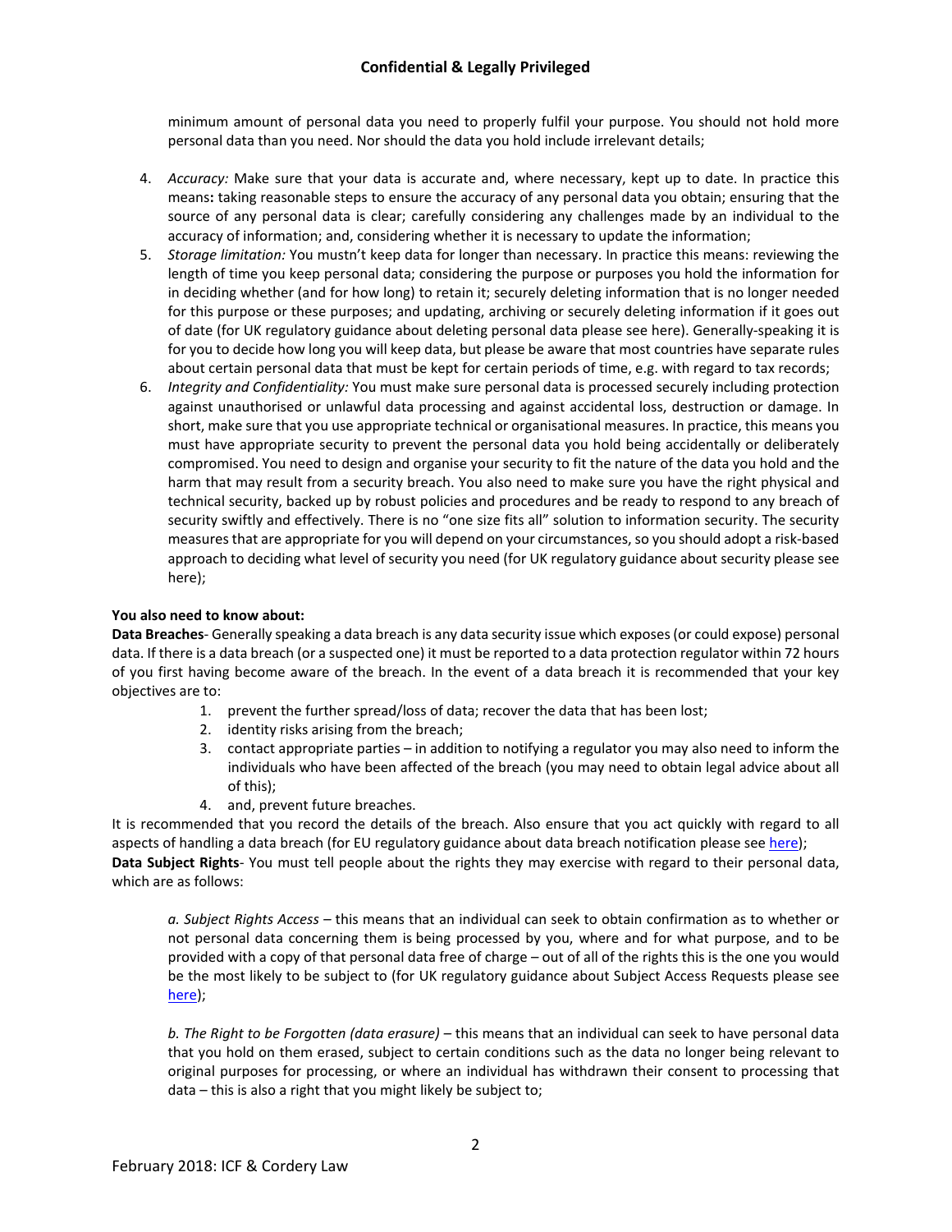minimum amount of personal data you need to properly fulfil your purpose. You should not hold more personal data than you need. Nor should the data you hold include irrelevant details;

4. *Accuracy:* Make sure that your data is accurate and, where necessary, kept up to date. In practice this means**:** taking reasonable steps to ensure the accuracy of any personal data you obtain; ensuring that the source of any personal data is clear; carefully considering any challenges made by an individual to the accuracy of information; and, considering whether it is necessary to update the information;
5. *Storage limitation:* You mustn't keep data for longer than necessary. In practice this means: reviewing the length of time you keep personal data; considering the purpose or purposes you hold the information for in deciding whether (and for how long) to retain it; securely deleting information that is no longer needed for this purpose or these purposes; and updating, archiving or securely deleting information if it goes out of date (for UK regulatory guidance about deleting personal data please see here). Generally-speaking it is for you to decide how long you will keep data, but please be aware that most countries have separate rules about certain personal data that must be kept for certain periods of time, e.g. with regard to tax records;
6. *Integrity and Confidentiality:* You must make sure personal data is processed securely including protection against unauthorised or unlawful data processing and against accidental loss, destruction or damage. In short, make sure that you use appropriate technical or organisational measures. In practice, this means you must have appropriate security to prevent the personal data you hold being accidentally or deliberately compromised. You need to design and organise your security to fit the nature of the data you hold and the harm that may result from a security breach. You also need to make sure you have the right physical and technical security, backed up by robust policies and procedures and be ready to respond to any breach of security swiftly and effectively. There is no "one size fits all" solution to information security. The security measures that are appropriate for you will depend on your circumstances, so you should adopt a risk-based approach to deciding what level of security you need (for UK regulatory guidance about security please see here);

**You also need to know about:**

**Data Breaches**- Generally speaking a data breach is any data security issue which exposes (or could expose) personal data. If there is a data breach (or a suspected one) it must be reported to a data protection regulator within 72 hours of you first having become aware of the breach. In the event of a data breach it is recommended that your key objectives are to:

1. prevent the further spread/loss of data; recover the data that has been lost;
2. identity risks arising from the breach;
3. contact appropriate parties – in addition to notifying a regulator you may also need to inform the individuals who have been affected of the breach (you may need to obtain legal advice about all of this);
4. and, prevent future breaches.

It is recommended that you record the details of the breach. Also ensure that you act quickly with regard to all aspects of handling a data breach (for EU regulatory guidance about data breach notification please see [here](#));

**Data Subject Rights**- You must tell people about the rights they may exercise with regard to their personal data, which are as follows:

*a. Subject Rights Access* – this means that an individual can seek to obtain confirmation as to whether or not personal data concerning them is being processed by you, where and for what purpose, and to be provided with a copy of that personal data free of charge – out of all of the rights this is the one you would be the most likely to be subject to (for UK regulatory guidance about Subject Access Requests please see [here](#));

*b. The Right to be Forgotten (data erasure)* – this means that an individual can seek to have personal data that you hold on them erased, subject to certain conditions such as the data no longer being relevant to original purposes for processing, or where an individual has withdrawn their consent to processing that data – this is also a right that you might likely be subject to;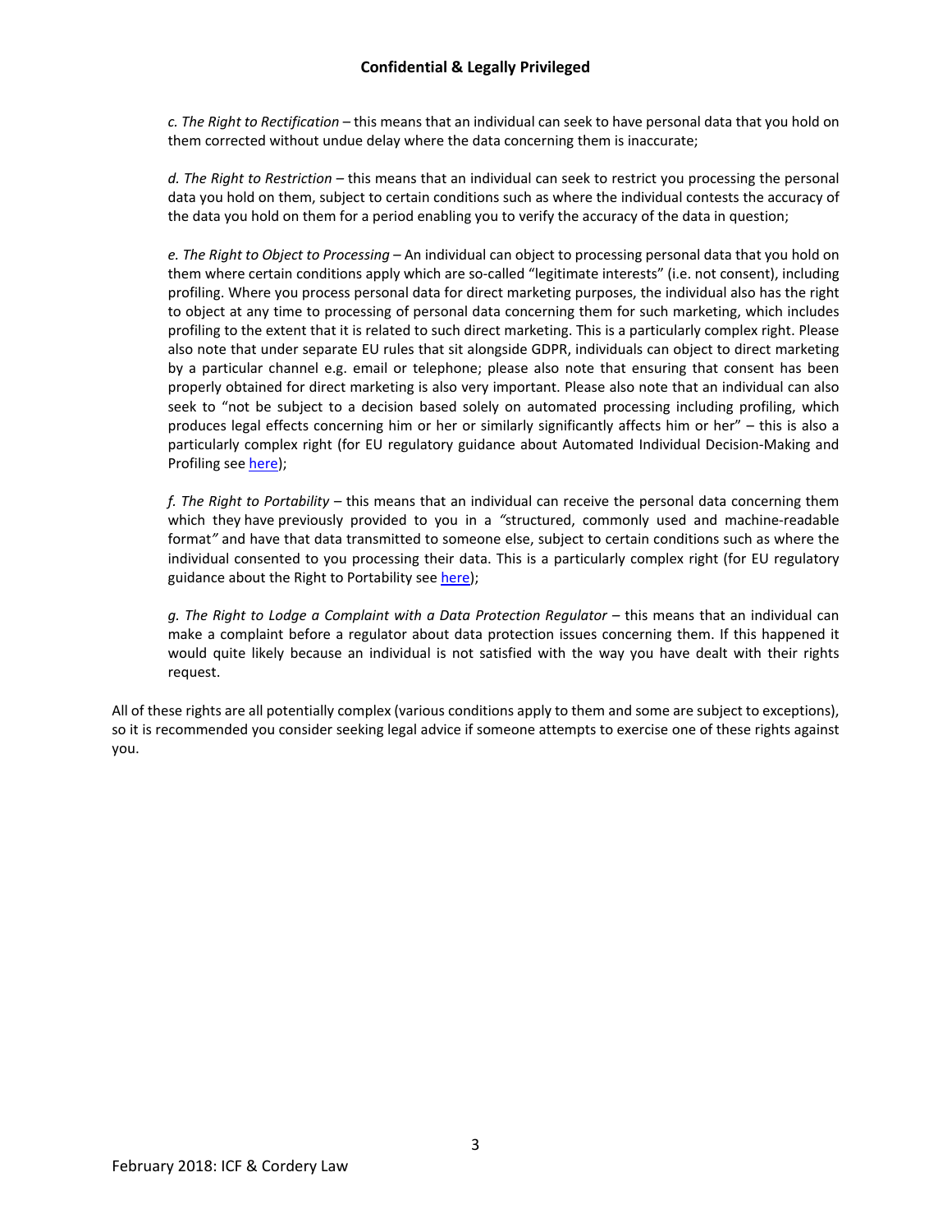*c. The Right to Rectification* – this means that an individual can seek to have personal data that you hold on them corrected without undue delay where the data concerning them is inaccurate;

*d. The Right to Restriction* – this means that an individual can seek to restrict you processing the personal data you hold on them, subject to certain conditions such as where the individual contests the accuracy of the data you hold on them for a period enabling you to verify the accuracy of the data in question;

*e. The Right to Object to Processing* – An individual can object to processing personal data that you hold on them where certain conditions apply which are so-called "legitimate interests" (i.e. not consent), including profiling. Where you process personal data for direct marketing purposes, the individual also has the right to object at any time to processing of personal data concerning them for such marketing, which includes profiling to the extent that it is related to such direct marketing. This is a particularly complex right. Please also note that under separate EU rules that sit alongside GDPR, individuals can object to direct marketing by a particular channel e.g. email or telephone; please also note that ensuring that consent has been properly obtained for direct marketing is also very important. Please also note that an individual can also seek to "not be subject to a decision based solely on automated processing including profiling, which produces legal effects concerning him or her or similarly significantly affects him or her" – this is also a particularly complex right (for EU regulatory guidance about Automated Individual Decision-Making and Profiling see here);

*f. The Right to Portability* – this means that an individual can receive the personal data concerning them which they have previously provided to you in a "structured, commonly used and machine-readable format" and have that data transmitted to someone else, subject to certain conditions such as where the individual consented to you processing their data. This is a particularly complex right (for EU regulatory guidance about the Right to Portability see here);

*g. The Right to Lodge a Complaint with a Data Protection Regulator* – this means that an individual can make a complaint before a regulator about data protection issues concerning them. If this happened it would quite likely because an individual is not satisfied with the way you have dealt with their rights request.

All of these rights are all potentially complex (various conditions apply to them and some are subject to exceptions), so it is recommended you consider seeking legal advice if someone attempts to exercise one of these rights against you.